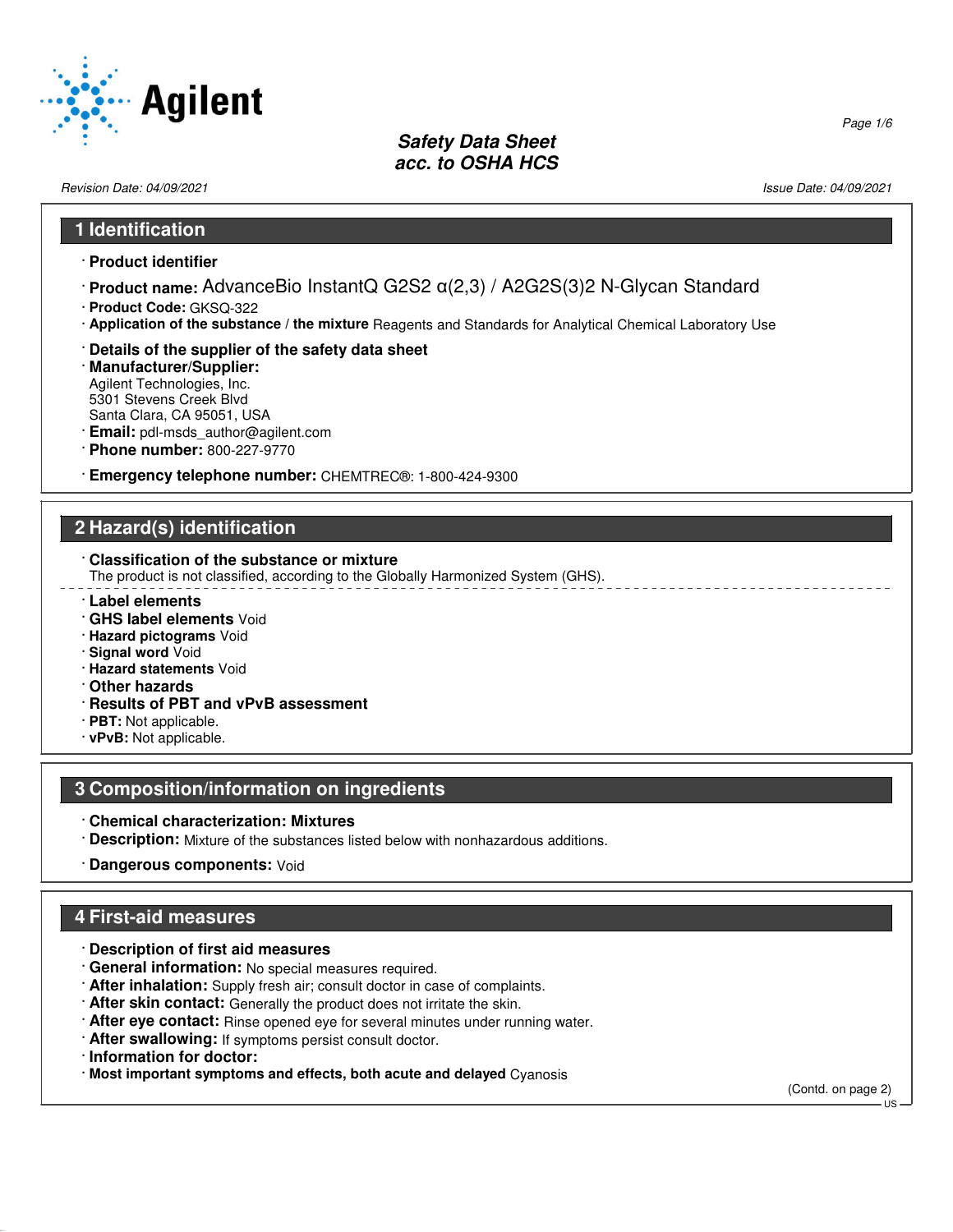# Safety Data Sheet
# acc. to OSHA HCS

*Revision Date: 04/09/2021*

*Issue Date: 04/09/2021*

## 1 Identification

· **Product identifier**

· **Product name:** AdvanceBio InstantQ G2S2 α(2,3) / A2G2S(3)2 N-Glycan Standard

· **Product Code:** GKSQ-322

· **Application of the substance / the mixture** Reagents and Standards for Analytical Chemical Laboratory Use

· **Details of the supplier of the safety data sheet**

· **Manufacturer/Supplier:**
Agilent Technologies, Inc.
5301 Stevens Creek Blvd
Santa Clara, CA 95051, USA

· **Email:** pdl-msds_author@agilent.com

· **Phone number:** 800-227-9770

· **Emergency telephone number:** CHEMTREC®: 1-800-424-9300

## 2 Hazard(s) identification

· **Classification of the substance or mixture**
The product is not classified, according to the Globally Harmonized System (GHS).

· **Label elements**

· **GHS label elements** Void

· **Hazard pictograms** Void

· **Signal word** Void

· **Hazard statements** Void

· **Other hazards**

· **Results of PBT and vPvB assessment**

· **PBT:** Not applicable.

· **vPvB:** Not applicable.

## 3 Composition/information on ingredients

· **Chemical characterization: Mixtures**

· **Description:** Mixture of the substances listed below with nonhazardous additions.

· **Dangerous components:** Void

## 4 First-aid measures

· **Description of first aid measures**

· **General information:** No special measures required.

· **After inhalation:** Supply fresh air; consult doctor in case of complaints.

· **After skin contact:** Generally the product does not irritate the skin.

· **After eye contact:** Rinse opened eye for several minutes under running water.

· **After swallowing:** If symptoms persist consult doctor.

· **Information for doctor:**

· **Most important symptoms and effects, both acute and delayed** Cyanosis

(Contd. on page 2)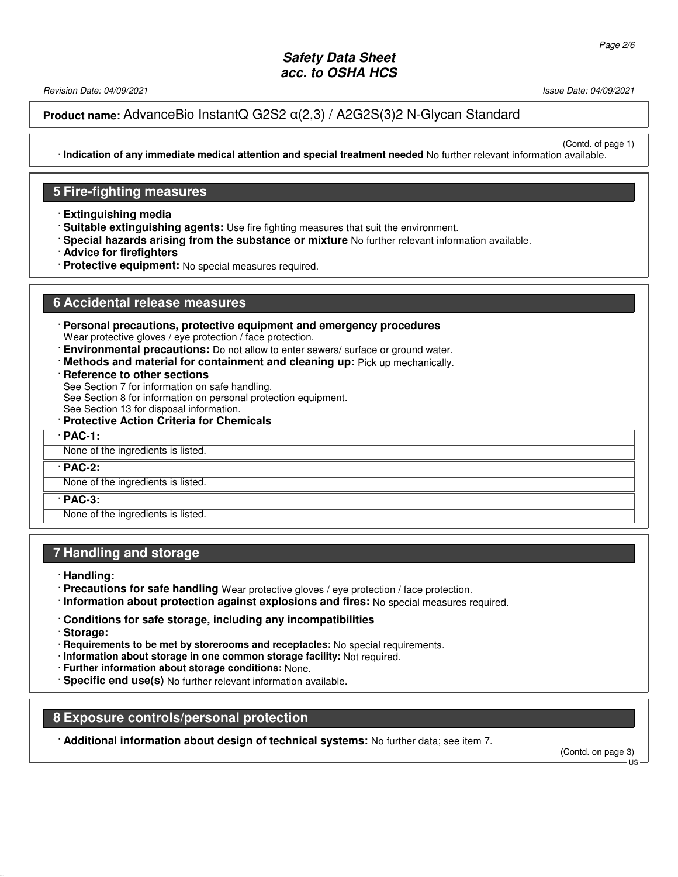**Product name:** AdvanceBio InstantQ G2S2 α(2,3) / A2G2S(3)2 N-Glycan Standard

(Contd. of page 1)

· **Indication of any immediate medical attention and special treatment needed** No further relevant information available.

## 5 Fire-fighting measures

· **Extinguishing media**
· **Suitable extinguishing agents:** Use fire fighting measures that suit the environment.
· **Special hazards arising from the substance or mixture** No further relevant information available.
· **Advice for firefighters**
· **Protective equipment:** No special measures required.

## 6 Accidental release measures

· **Personal precautions, protective equipment and emergency procedures**
Wear protective gloves / eye protection / face protection.
· **Environmental precautions:** Do not allow to enter sewers/ surface or ground water.
· **Methods and material for containment and cleaning up:** Pick up mechanically.
· **Reference to other sections**
See Section 7 for information on safe handling.
See Section 8 for information on personal protection equipment.
See Section 13 for disposal information.
· **Protective Action Criteria for Chemicals**

| · **PAC-1:** |
|---|
| None of the ingredients is listed. |

| · **PAC-2:** |
|---|
| None of the ingredients is listed. |

| · **PAC-3:** |
|---|
| None of the ingredients is listed. |

## 7 Handling and storage

· **Handling:**
· **Precautions for safe handling** Wear protective gloves / eye protection / face protection.
· **Information about protection against explosions and fires:** No special measures required.

· **Conditions for safe storage, including any incompatibilities**
· **Storage:**
· **Requirements to be met by storerooms and receptacles:** No special requirements.
· **Information about storage in one common storage facility:** Not required.
· **Further information about storage conditions:** None.
· **Specific end use(s)** No further relevant information available.

## 8 Exposure controls/personal protection

· **Additional information about design of technical systems:** No further data; see item 7.

(Contd. on page 3)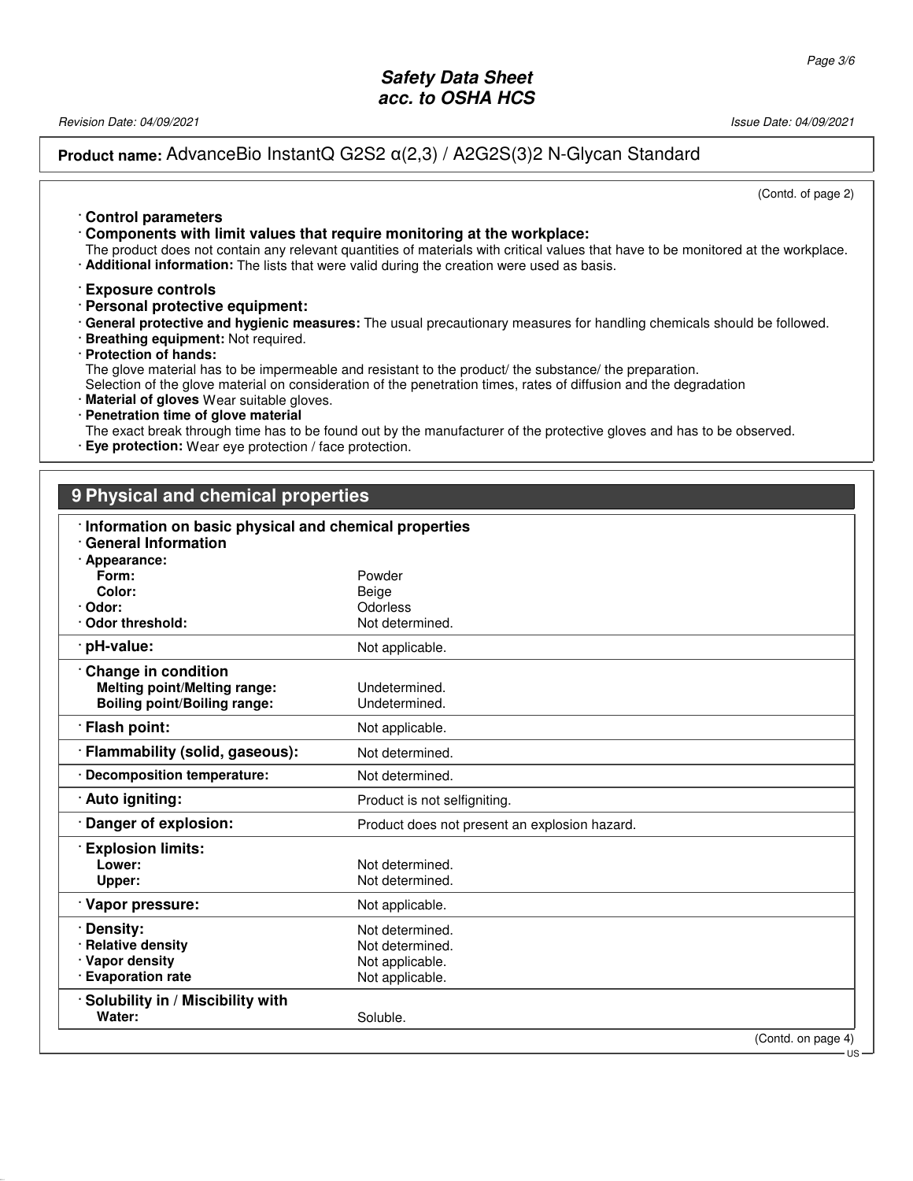**Product name:** AdvanceBio InstantQ G2S2 α(2,3) / A2G2S(3)2 N-Glycan Standard

(Contd. of page 2)

· **Control parameters**

· **Components with limit values that require monitoring at the workplace:**
The product does not contain any relevant quantities of materials with critical values that have to be monitored at the workplace.

· **Additional information:** The lists that were valid during the creation were used as basis.

· **Exposure controls**

· **Personal protective equipment:**

· **General protective and hygienic measures:** The usual precautionary measures for handling chemicals should be followed.

· **Breathing equipment:** Not required.

· **Protection of hands:**
The glove material has to be impermeable and resistant to the product/ the substance/ the preparation.
Selection of the glove material on consideration of the penetration times, rates of diffusion and the degradation

· **Material of gloves** Wear suitable gloves.

· **Penetration time of glove material**
The exact break through time has to be found out by the manufacturer of the protective gloves and has to be observed.

· **Eye protection:** Wear eye protection / face protection.

## 9 Physical and chemical properties

· **Information on basic physical and chemical properties**

· **General Information**

| | |
|---|---|
| · **Appearance:** | |
| **Form:** | Powder |
| **Color:** | Beige |
| · **Odor:** | Odorless |
| · **Odor threshold:** | Not determined. |
| · **pH-value:** | Not applicable. |
| · **Change in condition** | |
| **Melting point/Melting range:** | Undetermined. |
| **Boiling point/Boiling range:** | Undetermined. |
| · **Flash point:** | Not applicable. |
| · **Flammability (solid, gaseous):** | Not determined. |
| · **Decomposition temperature:** | Not determined. |
| · **Auto igniting:** | Product is not selfigniting. |
| · **Danger of explosion:** | Product does not present an explosion hazard. |
| · **Explosion limits:** | |
| **Lower:** | Not determined. |
| **Upper:** | Not determined. |
| · **Vapor pressure:** | Not applicable. |
| · **Density:** | Not determined. |
| · **Relative density** | Not determined. |
| · **Vapor density** | Not applicable. |
| · **Evaporation rate** | Not applicable. |
| · **Solubility in / Miscibility with** | |
| **Water:** | Soluble. |

(Contd. on page 4)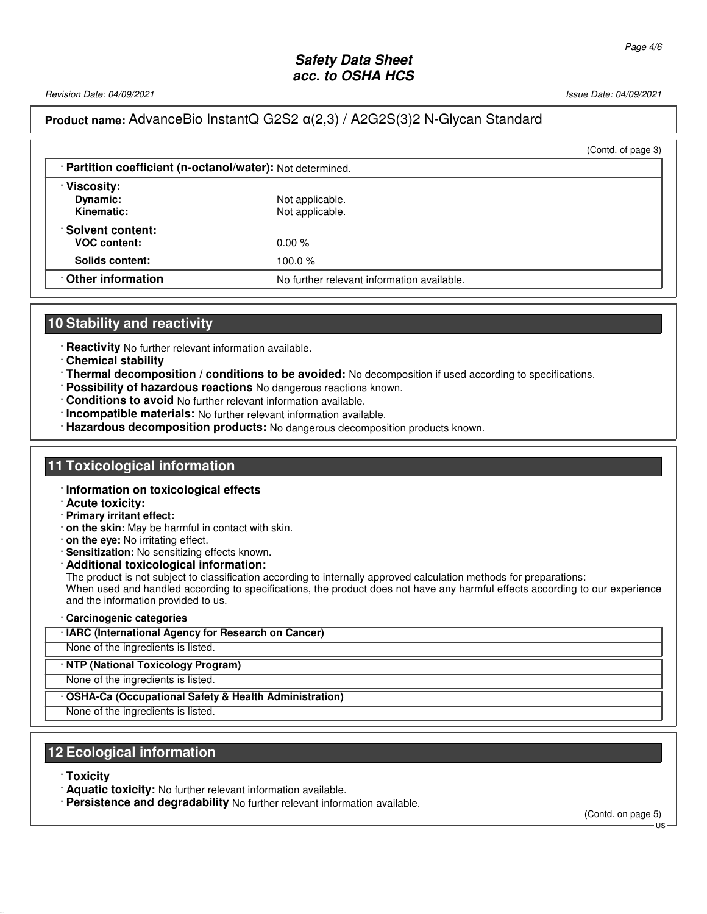(Contd. of page 3)

| · **Partition coefficient (n-octanol/water):** Not determined. | |
|---|---|
| · **Viscosity:** | |
| **Dynamic:** | Not applicable. |
| **Kinematic:** | Not applicable. |
| · **Solvent content:** | |
| **VOC content:** | 0.00 % |
| **Solids content:** | 100.0 % |
| · **Other information** | No further relevant information available. |

## 10 Stability and reactivity

- · **Reactivity** No further relevant information available.
- · **Chemical stability**
- · **Thermal decomposition / conditions to be avoided:** No decomposition if used according to specifications.
- · **Possibility of hazardous reactions** No dangerous reactions known.
- · **Conditions to avoid** No further relevant information available.
- · **Incompatible materials:** No further relevant information available.
- · **Hazardous decomposition products:** No dangerous decomposition products known.

## 11 Toxicological information

- · **Information on toxicological effects**
- · **Acute toxicity:**
- · **Primary irritant effect:**
- · **on the skin:** May be harmful in contact with skin.
- · **on the eye:** No irritating effect.
- · **Sensitization:** No sensitizing effects known.
- · **Additional toxicological information:**

The product is not subject to classification according to internally approved calculation methods for preparations:
When used and handled according to specifications, the product does not have any harmful effects according to our experience and the information provided to us.

· **Carcinogenic categories**

| · **IARC (International Agency for Research on Cancer)** |
|---|
| None of the ingredients is listed. |

| · **NTP (National Toxicology Program)** |
|---|
| None of the ingredients is listed. |

| · **OSHA-Ca (Occupational Safety & Health Administration)** |
|---|
| None of the ingredients is listed. |

## 12 Ecological information

- · **Toxicity**
- · **Aquatic toxicity:** No further relevant information available.
- · **Persistence and degradability** No further relevant information available.

(Contd. on page 5)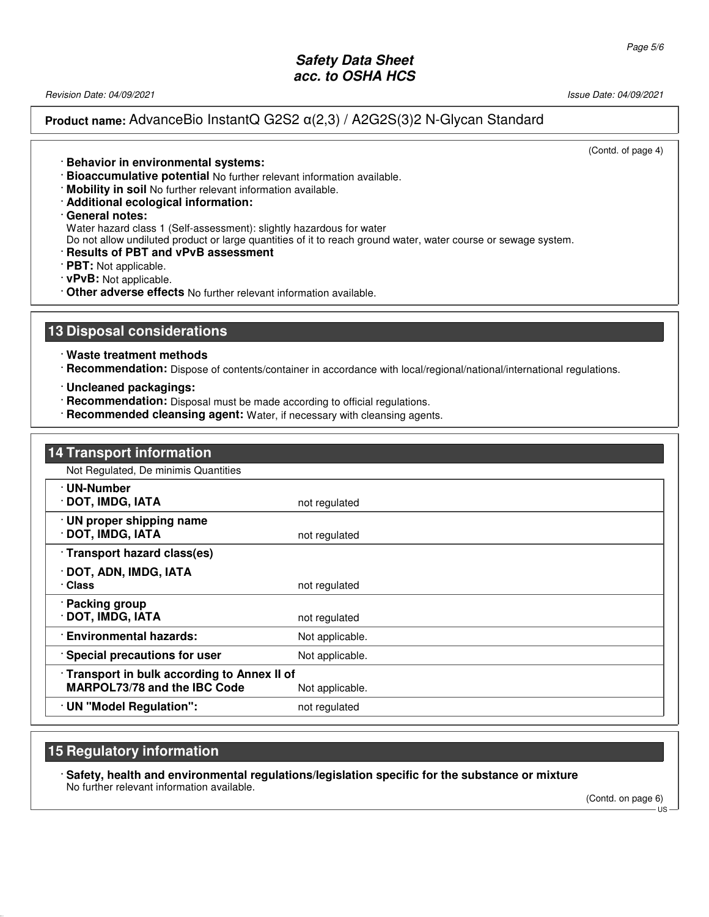(Contd. of page 4)

- **Behavior in environmental systems:**
- **Bioaccumulative potential** No further relevant information available.
- **Mobility in soil** No further relevant information available.
- **Additional ecological information:**
- **General notes:**
  Water hazard class 1 (Self-assessment): slightly hazardous for water
  Do not allow undiluted product or large quantities of it to reach ground water, water course or sewage system.
- **Results of PBT and vPvB assessment**
- **PBT:** Not applicable.
- **vPvB:** Not applicable.
- **Other adverse effects** No further relevant information available.

## 13 Disposal considerations

- **Waste treatment methods**
- **Recommendation:** Dispose of contents/container in accordance with local/regional/national/international regulations.
- **Uncleaned packagings:**
- **Recommendation:** Disposal must be made according to official regulations.
- **Recommended cleansing agent:** Water, if necessary with cleansing agents.

## 14 Transport information

Not Regulated, De minimis Quantities

| | |
|---|---|
| **UN-Number**<br>**DOT, IMDG, IATA** | not regulated |
| **UN proper shipping name**<br>**DOT, IMDG, IATA** | not regulated |
| **Transport hazard class(es)** | |
| **DOT, ADN, IMDG, IATA**<br>**Class** | not regulated |
| **Packing group**<br>**DOT, IMDG, IATA** | not regulated |
| **Environmental hazards:** | Not applicable. |
| **Special precautions for user** | Not applicable. |
| **Transport in bulk according to Annex II of MARPOL73/78 and the IBC Code** | Not applicable. |
| **UN "Model Regulation":** | not regulated |

## 15 Regulatory information

- **Safety, health and environmental regulations/legislation specific for the substance or mixture**
  No further relevant information available.

(Contd. on page 6)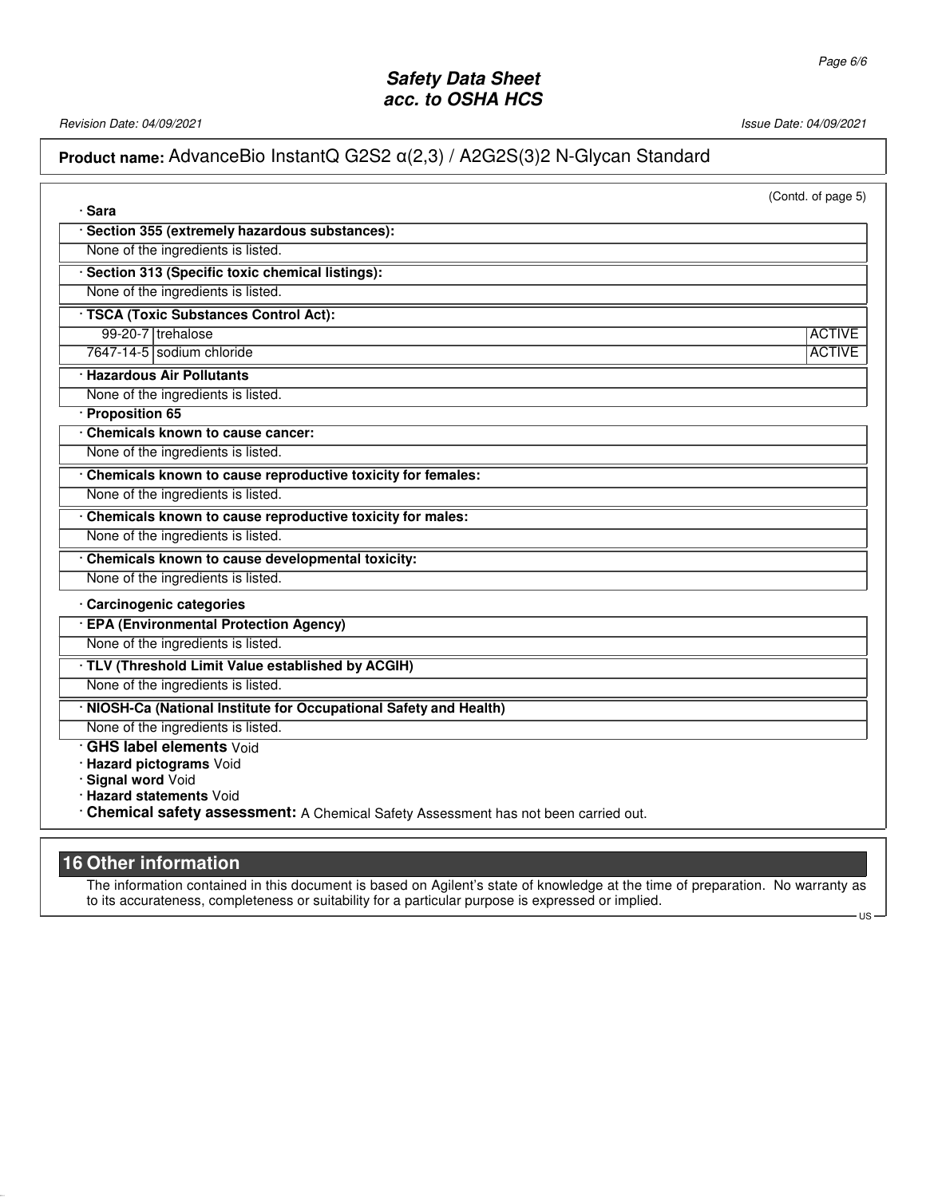(Contd. of page 5)

· **Sara**

· **Section 355 (extremely hazardous substances):**

None of the ingredients is listed.

· **Section 313 (Specific toxic chemical listings):**

None of the ingredients is listed.

· **TSCA (Toxic Substances Control Act):**

| | | |
|---|---|---|
| 99-20-7 | trehalose | ACTIVE |
| 7647-14-5 | sodium chloride | ACTIVE |

· **Hazardous Air Pollutants**

None of the ingredients is listed.

· **Proposition 65**

· **Chemicals known to cause cancer:**

None of the ingredients is listed.

· **Chemicals known to cause reproductive toxicity for females:**

None of the ingredients is listed.

· **Chemicals known to cause reproductive toxicity for males:**

None of the ingredients is listed.

· **Chemicals known to cause developmental toxicity:**

None of the ingredients is listed.

· **Carcinogenic categories**

· **EPA (Environmental Protection Agency)**

None of the ingredients is listed.

· **TLV (Threshold Limit Value established by ACGIH)**

None of the ingredients is listed.

· **NIOSH-Ca (National Institute for Occupational Safety and Health)**

None of the ingredients is listed.

· **GHS label elements** Void
· **Hazard pictograms** Void
· **Signal word** Void
· **Hazard statements** Void
· **Chemical safety assessment:** A Chemical Safety Assessment has not been carried out.

## 16 Other information

The information contained in this document is based on Agilent's state of knowledge at the time of preparation. No warranty as to its accurateness, completeness or suitability for a particular purpose is expressed or implied.